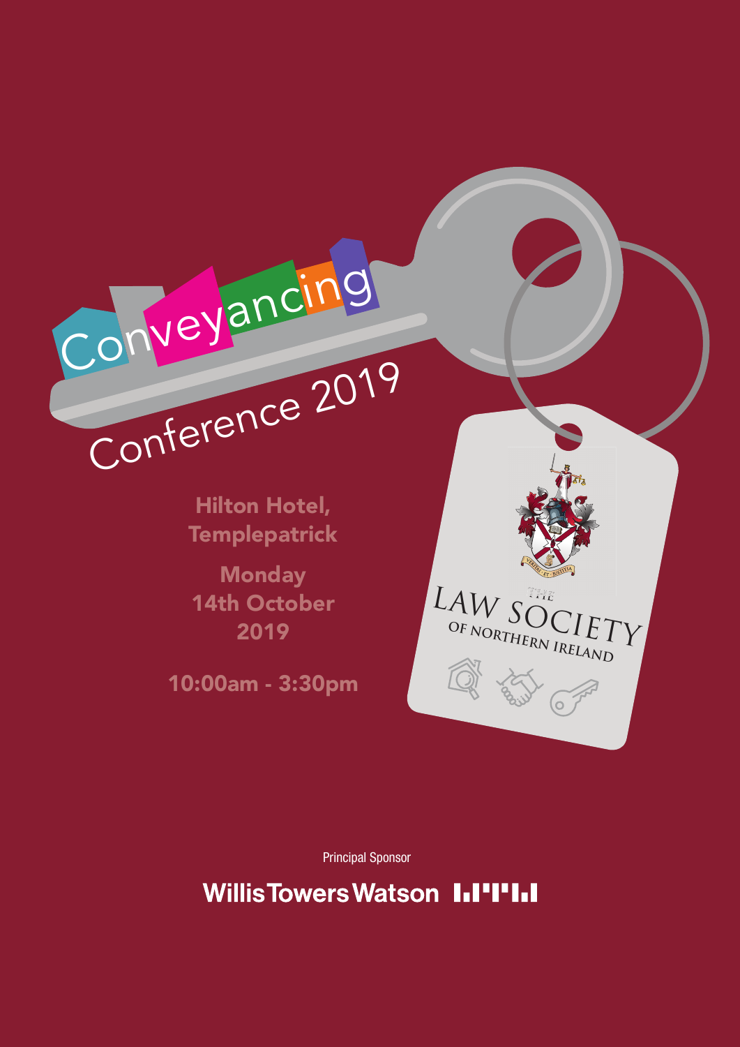# Conveyancing Conference 2019

**Hilton Hotel, Templepatrick**

**Monday 14th October 2019**

**10:00am - 3:30pm**

THE LAW SOCIETY OF NORTHERN IRELAND

Principal Sponsor

Willis Towers Watson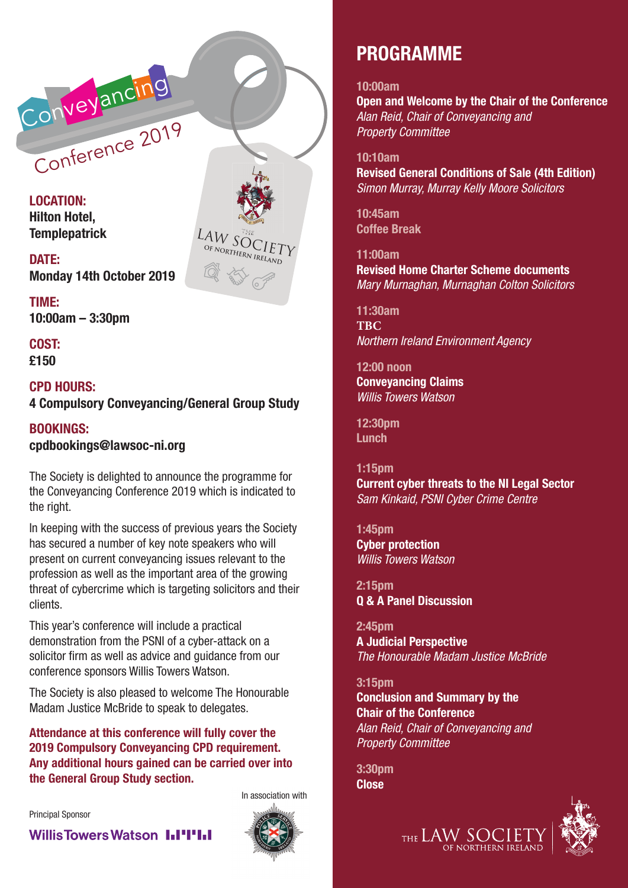# Conveyancing Conference 2019

**LOCATION:**
**Hilton Hotel, Templepatrick**

**DATE:**
**Monday 14th October 2019**

**TIME:**
**10:00am – 3:30pm**

**COST:**
**£150**

**CPD HOURS:**
**4 Compulsory Conveyancing/General Group Study**

**BOOKINGS:**
**cpdbookings@lawsoc-ni.org**

The Society is delighted to announce the programme for the Conveyancing Conference 2019 which is indicated to the right.

In keeping with the success of previous years the Society has secured a number of key note speakers who will present on current conveyancing issues relevant to the profession as well as the important area of the growing threat of cybercrime which is targeting solicitors and their clients.

This year's conference will include a practical demonstration from the PSNI of a cyber-attack on a solicitor firm as well as advice and guidance from our conference sponsors Willis Towers Watson.

The Society is also pleased to welcome The Honourable Madam Justice McBride to speak to delegates.

**Attendance at this conference will fully cover the 2019 Compulsory Conveyancing CPD requirement. Any additional hours gained can be carried over into the General Group Study section.**

Principal Sponsor

Willis Towers Watson

In association with

## PROGRAMME

**10:00am**
**Open and Welcome by the Chair of the Conference**
*Alan Reid, Chair of Conveyancing and Property Committee*

**10:10am**
**Revised General Conditions of Sale (4th Edition)**
*Simon Murray, Murray Kelly Moore Solicitors*

**10:45am**
**Coffee Break**

**11:00am**
**Revised Home Charter Scheme documents**
*Mary Murnaghan, Murnaghan Colton Solicitors*

**11:30am**
**TBC**
*Northern Ireland Environment Agency*

**12:00 noon**
**Conveyancing Claims**
*Willis Towers Watson*

**12:30pm**
**Lunch**

**1:15pm**
**Current cyber threats to the NI Legal Sector**
*Sam Kinkaid, PSNI Cyber Crime Centre*

**1:45pm**
**Cyber protection**
*Willis Towers Watson*

**2:15pm**
**Q & A Panel Discussion**

**2:45pm**
**A Judicial Perspective**
*The Honourable Madam Justice McBride*

**3:15pm**
**Conclusion and Summary by the Chair of the Conference**
*Alan Reid, Chair of Conveyancing and Property Committee*

**3:30pm**
**Close**

The Law Society of Northern Ireland